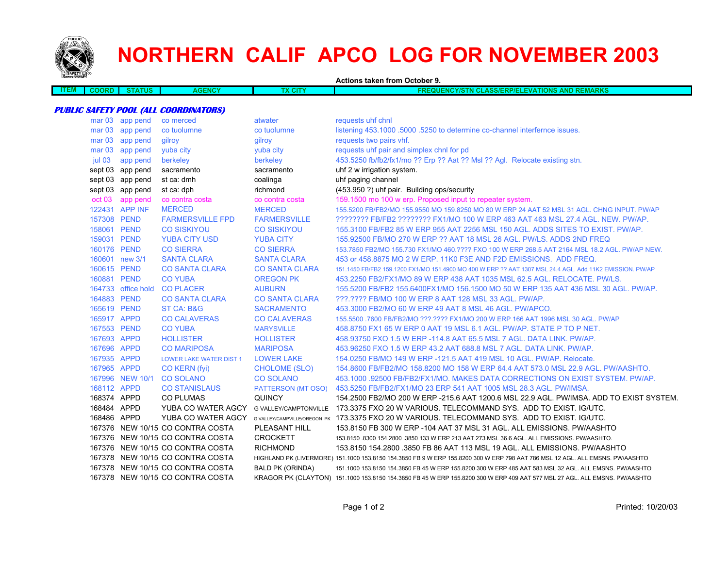# NORTHERN CALIF APCO LOG FOR NOVEMBER 2003

**Actions taken from October 9.**

| ITEM | COORD | STATUS | AGENCY | TX CITY | FREQUENCY/STN CLASS/ERP/ELEVATIONS AND REMARKS |
|---|---|---|---|---|---|

***PUBLIC SAFETY POOL (ALL COORDINATORS)***

| ITEM | COORD | STATUS | AGENCY | TX CITY | FREQUENCY/STN CLASS/ERP/ELEVATIONS AND REMARKS |
|---|---|---|---|---|---|
| | mar 03 | app pend | co merced | atwater | requests uhf chnl |
| | mar 03 | app pend | co tuolumne | co tuolumne | listening 453.1000 .5000 .5250 to determine co-channel interfernce issues. |
| | mar 03 | app pend | gilroy | gilroy | requests two pairs vhf. |
| | mar 03 | app pend | yuba city | yuba city | requests uhf pair and simplex chnl for pd |
| | jul 03 | app pend | berkeley | berkeley | 453.5250 fb/fb2/fx1/mo ?? Erp ?? Aat ?? Msl ?? Agl. Relocate existing stn. |
| | sept 03 | app pend | sacramento | sacramento | uhf 2 w irrigation system. |
| | sept 03 | app pend | st ca: dmh | coalinga | uhf paging channel |
| | sept 03 | app pend | st ca: dph | richmond | (453.950 ?) uhf pair. Building ops/security |
| | oct 03 | app pend | co contra costa | co contra costa | 159.1500 mo 100 w erp. Proposed input to repeater system. |
| | 122431 | APP INF | MERCED | MERCED | 155.5200 FB/FB2/MO 155.9550 MO 159.8250 MO 80 W ERP 24 AAT 52 MSL 31 AGL. CHNG INPUT. PW/AP |
| | 157308 | PEND | FARMERSVILLE FPD | FARMERSVILLE | ???????? FB/FB2 ???????? FX1/MO 100 W ERP 463 AAT 463 MSL 27.4 AGL. NEW. PW/AP. |
| | 158061 | PEND | CO SISKIYOU | CO SISKIYOU | 155.3100 FB/FB2 85 W ERP 955 AAT 2256 MSL 150 AGL. ADDS SITES TO EXIST. PW/AP. |
| | 159031 | PEND | YUBA CITY USD | YUBA CITY | 155.92500 FB/MO 270 W ERP ?? AAT 18 MSL 26 AGL. PW/LS. ADDS 2ND FREQ |
| | 160176 | PEND | CO SIERRA | CO SIERRA | 153.7850 FB2/MO 155.730 FX1/MO 460.???? FXO 100 W ERP 268.5 AAT 2164 MSL 18.2 AGL. PW/AP NEW. |
| | 160601 | new 3/1 | SANTA CLARA | SANTA CLARA | 453 or 458.8875 MO 2 W ERP. 11K0 F3E AND F2D EMISSIONS. ADD FREQ. |
| | 160615 | PEND | CO SANTA CLARA | CO SANTA CLARA | 151.1450 FB/FB2 159.1200 FX1/MO 151.4900 MO 400 W ERP ?? AAT 1307 MSL 24.4 AGL. Add 11K2 EMISSION. PW/AP |
| | 160881 | PEND | CO YUBA | OREGON PK | 453.2250 FB2/FX1/MO 89 W ERP 438 AAT 1035 MSL 62.5 AGL. RELOCATE. PW/LS. |
| | 164733 | office hold | CO PLACER | AUBURN | 155.5200 FB/FB2 155.6400FX1/MO 156.1500 MO 50 W ERP 135 AAT 436 MSL 30 AGL. PW/AP. |
| | 164883 | PEND | CO SANTA CLARA | CO SANTA CLARA | ???.???? FB/MO 100 W ERP 8 AAT 128 MSL 33 AGL. PW/AP. |
| | 165619 | PEND | ST CA: B&G | SACRAMENTO | 453.3000 FB2/MO 60 W ERP 49 AAT 8 MSL 46 AGL. PW/APCO. |
| | 165917 | APPD | CO CALAVERAS | CO CALAVERAS | 155.5500 .7600 FB/FB2/MO ???.???? FX1/MO 200 W ERP 166 AAT 1996 MSL 30 AGL. PW/AP |
| | 167553 | PEND | CO YUBA | MARYSVILLE | 458.8750 FX1 65 W ERP 0 AAT 19 MSL 6.1 AGL. PW/AP. STATE P TO P NET. |
| | 167693 | APPD | HOLLISTER | HOLLISTER | 458.93750 FXO 1.5 W ERP -114.8 AAT 65.5 MSL 7 AGL. DATA LINK. PW/AP. |
| | 167696 | APPD | CO MARIPOSA | MARIPOSA | 453.96250 FXO 1.5 W ERP 43.2 AAT 688.8 MSL 7 AGL. DATA LINK. PW/AP. |
| | 167935 | APPD | LOWER LAKE WATER DIST 1 | LOWER LAKE | 154.0250 FB/MO 149 W ERP -121.5 AAT 419 MSL 10 AGL. PW/AP. Relocate. |
| | 167965 | APPD | CO KERN (fyi) | CHOLOME (SLO) | 154.8600 FB/FB2/MO 158.8200 MO 158 W ERP 64.4 AAT 573.0 MSL 22.9 AGL. PW/AASHTO. |
| | 167996 | NEW 10/1 | CO SOLANO | CO SOLANO | 453.1000 .92500 FB/FB2/FX1/MO. MAKES DATA CORRECTIONS ON EXIST SYSTEM. PW/AP. |
| | 168112 | APPD | CO STANISLAUS | PATTERSON (MT OSO) | 453.5250 FB/FB2/FX1/MO 23 ERP 541 AAT 1005 MSL 28.3 AGL. PW/IMSA. |
| | 168374 | APPD | CO PLUMAS | QUINCY | 154.2500 FB2/MO 200 W ERP -215.6 AAT 1200.6 MSL 22.9 AGL. PW/IMSA. ADD TO EXIST SYSTEM. |
| | 168484 | APPD | YUBA CO WATER AGCY | G VALLEY/CAMPTONVILLE | 173.3375 FXO 20 W VARIOUS. TELECOMMAND SYS. ADD TO EXIST. IG/UTC. |
| | 168486 | APPD | YUBA CO WATER AGCY | G VALLEY/CAMPVILLE/OREGON PK | 173.3375 FXO 20 W VARIOUS. TELECOMMAND SYS. ADD TO EXIST. IG/UTC. |
| | 167376 | NEW 10/15 | CO CONTRA COSTA | PLEASANT HILL | 153.8150 FB 300 W ERP -104 AAT 37 MSL 31 AGL. ALL EMISSIONS. PW/AASHTO |
| | 167376 | NEW 10/15 | CO CONTRA COSTA | CROCKETT | 153.8150 .8300 154.2800 .3850 133 W ERP 213 AAT 273 MSL 36.6 AGL. ALL EMISSIONS. PW/AASHTO. |
| | 167376 | NEW 10/15 | CO CONTRA COSTA | RICHMOND | 153.8150 154.2800 .3850 FB 86 AAT 113 MSL 19 AGL. ALL EMISSIONS. PW/AASHTO |
| | 167378 | NEW 10/15 | CO CONTRA COSTA | HIGHLAND PK (LIVERMORE) | 151.1000 153.8150 154.3850 FB 9 W ERP 155.8200 300 W ERP 798 AAT 786 MSL 12 AGL. ALL EMSNS. PW/AASHTO |
| | 167378 | NEW 10/15 | CO CONTRA COSTA | BALD PK (ORINDA) | 151.1000 153.8150 154.3850 FB 45 W ERP 155.8200 300 W ERP 485 AAT 583 MSL 32 AGL. ALL EMSNS. PW/AASHTO |
| | 167378 | NEW 10/15 | CO CONTRA COSTA | KRAGOR PK (CLAYTON) | 151.1000 153.8150 154.3850 FB 45 W ERP 155.8200 300 W ERP 409 AAT 577 MSL 27 AGL. ALL EMSNS. PW/AASHTO |

Printed: 10/20/03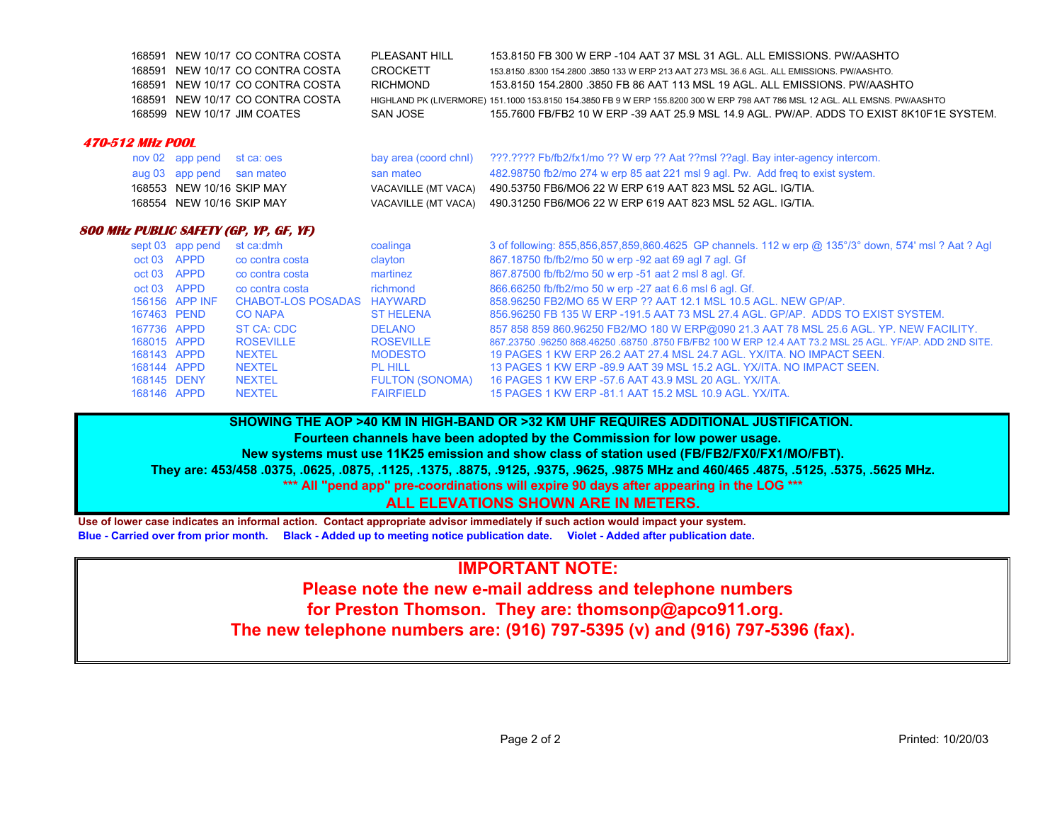| | | | | |
|---|---|---|---|---|
| 168591 | NEW 10/17 | CO CONTRA COSTA | PLEASANT HILL | 153.8150 FB 300 W ERP -104 AAT 37 MSL 31 AGL. ALL EMISSIONS. PW/AASHTO |
| 168591 | NEW 10/17 | CO CONTRA COSTA | CROCKETT | 153.8150 .8300 154.2800 .3850 133 W ERP 213 AAT 273 MSL 36.6 AGL. ALL EMISSIONS. PW/AASHTO. |
| 168591 | NEW 10/17 | CO CONTRA COSTA | RICHMOND | 153.8150 154.2800 .3850 FB 86 AAT 113 MSL 19 AGL. ALL EMISSIONS. PW/AASHTO |
| 168591 | NEW 10/17 | CO CONTRA COSTA | HIGHLAND PK (LIVERMORE) | 151.1000 153.8150 154.3850 FB 9 W ERP 155.8200 300 W ERP 798 AAT 786 MSL 12 AGL. ALL EMSNS. PW/AASHTO |
| 168599 | NEW 10/17 | JIM COATES | SAN JOSE | 155.7600 FB/FB2 10 W ERP -39 AAT 25.9 MSL 14.9 AGL. PW/AP. ADDS TO EXIST 8K10F1E SYSTEM. |

### 470-512 MHz POOL

| | | | | |
|---|---|---|---|---|
| nov 02 | app pend | st ca: oes | bay area (coord chnl) | ???.???? Fb/fb2/fx1/mo ?? W erp ?? Aat ??msl ??agl. Bay inter-agency intercom. |
| aug 03 | app pend | san mateo | san mateo | 482.98750 fb2/mo 274 w erp 85 aat 221 msl 9 agl. Pw. Add freq to exist system. |
| 168553 | NEW 10/16 | SKIP MAY | VACAVILLE (MT VACA) | 490.53750 FB6/MO6 22 W ERP 619 AAT 823 MSL 52 AGL. IG/TIA. |
| 168554 | NEW 10/16 | SKIP MAY | VACAVILLE (MT VACA) | 490.31250 FB6/MO6 22 W ERP 619 AAT 823 MSL 52 AGL. IG/TIA. |

### 800 MHz PUBLIC SAFETY (GP, YP, GF, YF)

| | | | | |
|---|---|---|---|---|
| sept 03 | app pend | st ca:dmh | coalinga | 3 of following: 855,856,857,859,860.4625 GP channels. 112 w erp @ 135°/3° down, 574' msl ? Aat ? Agl |
| oct 03 | APPD | co contra costa | clayton | 867.18750 fb/fb2/mo 50 w erp -92 aat 69 agl 7 agl. Gf |
| oct 03 | APPD | co contra costa | martinez | 867.87500 fb/fb2/mo 50 w erp -51 aat 2 msl 8 agl. Gf. |
| oct 03 | APPD | co contra costa | richmond | 866.66250 fb/fb2/mo 50 w erp -27 aat 6.6 msl 6 agl. Gf. |
| 156156 | APP INF | CHABOT-LOS POSADAS | HAYWARD | 858.96250 FB2/MO 65 W ERP ?? AAT 12.1 MSL 10.5 AGL. NEW GP/AP. |
| 167463 | PEND | CO NAPA | ST HELENA | 856.96250 FB 135 W ERP -191.5 AAT 73 MSL 27.4 AGL. GP/AP. ADDS TO EXIST SYSTEM. |
| 167736 | APPD | ST CA: CDC | DELANO | 857 858 859 860.96250 FB2/MO 180 W ERP@090 21.3 AAT 78 MSL 25.6 AGL. YP. NEW FACILITY. |
| 168015 | APPD | ROSEVILLE | ROSEVILLE | 867.23750 .96250 868.46250 .68750 .8750 FB/FB2 100 W ERP 12.4 AAT 73.2 MSL 25 AGL. YF/AP. ADD 2ND SITE. |
| 168143 | APPD | NEXTEL | MODESTO | 19 PAGES 1 KW ERP 26.2 AAT 27.4 MSL 24.7 AGL. YX/ITA. NO IMPACT SEEN. |
| 168144 | APPD | NEXTEL | PL HILL | 13 PAGES 1 KW ERP -89.9 AAT 39 MSL 15.2 AGL. YX/ITA. NO IMPACT SEEN. |
| 168145 | DENY | NEXTEL | FULTON (SONOMA) | 16 PAGES 1 KW ERP -57.6 AAT 43.9 MSL 20 AGL. YX/ITA. |
| 168146 | APPD | NEXTEL | FAIRFIELD | 15 PAGES 1 KW ERP -81.1 AAT 15.2 MSL 10.9 AGL. YX/ITA. |

**SHOWING THE AOP >40 KM IN HIGH-BAND OR >32 KM UHF REQUIRES ADDITIONAL JUSTIFICATION.**
**Fourteen channels have been adopted by the Commission for low power usage.**
**New systems must use 11K25 emission and show class of station used (FB/FB2/FX0/FX1/MO/FBT).**
**They are: 453/458 .0375, .0625, .0875, .1125, .1375, .8875, .9125, .9375, .9625, .9875 MHz and 460/465 .4875, .5125, .5375, .5625 MHz.**
**\*\*\* All "pend app" pre-coordinations will expire 90 days after appearing in the LOG \*\*\***
**ALL ELEVATIONS SHOWN ARE IN METERS.**

**Use of lower case indicates an informal action. Contact appropriate advisor immediately if such action would impact your system.**
**Blue - Carried over from prior month. Black - Added up to meeting notice publication date. Violet - Added after publication date.**

**IMPORTANT NOTE:**
**Please note the new e-mail address and telephone numbers for Preston Thomson. They are: thomsonp@apco911.org.**
**The new telephone numbers are: (916) 797-5395 (v) and (916) 797-5396 (fax).**

Printed: 10/20/03